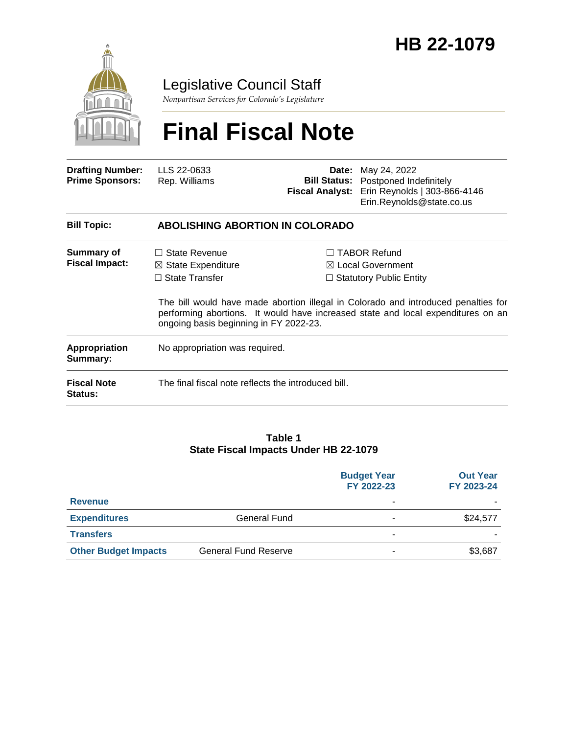# HB 22-1079

Legislative Council Staff

*Nonpartisan Services for Colorado's Legislature*

# Final Fiscal Note

| | | | |
|---|---|---|---|
| **Drafting Number:** | LLS 22-0633 | **Date:** | May 24, 2022 |
| **Prime Sponsors:** | Rep. Williams | **Bill Status:** | Postponed Indefinitely |
| | | **Fiscal Analyst:** | Erin Reynolds \| 303-866-4146 Erin.Reynolds@state.co.us |

**Bill Topic:** **ABOLISHING ABORTION IN COLORADO**

**Summary of Fiscal Impact:**

- ☐ State Revenue
- ☒ State Expenditure
- ☐ State Transfer
- ☐ TABOR Refund
- ☒ Local Government
- ☐ Statutory Public Entity

The bill would have made abortion illegal in Colorado and introduced penalties for performing abortions. It would have increased state and local expenditures on an ongoing basis beginning in FY 2022-23.

**Appropriation Summary:** No appropriation was required.

**Fiscal Note Status:** The final fiscal note reflects the introduced bill.

**Table 1**
**State Fiscal Impacts Under HB 22-1079**

| | | Budget Year FY 2022-23 | Out Year FY 2023-24 |
|---|---|---|---|
| **Revenue** | | - | - |
| **Expenditures** | General Fund | - | $24,577 |
| **Transfers** | | - | - |
| **Other Budget Impacts** | General Fund Reserve | - | $3,687 |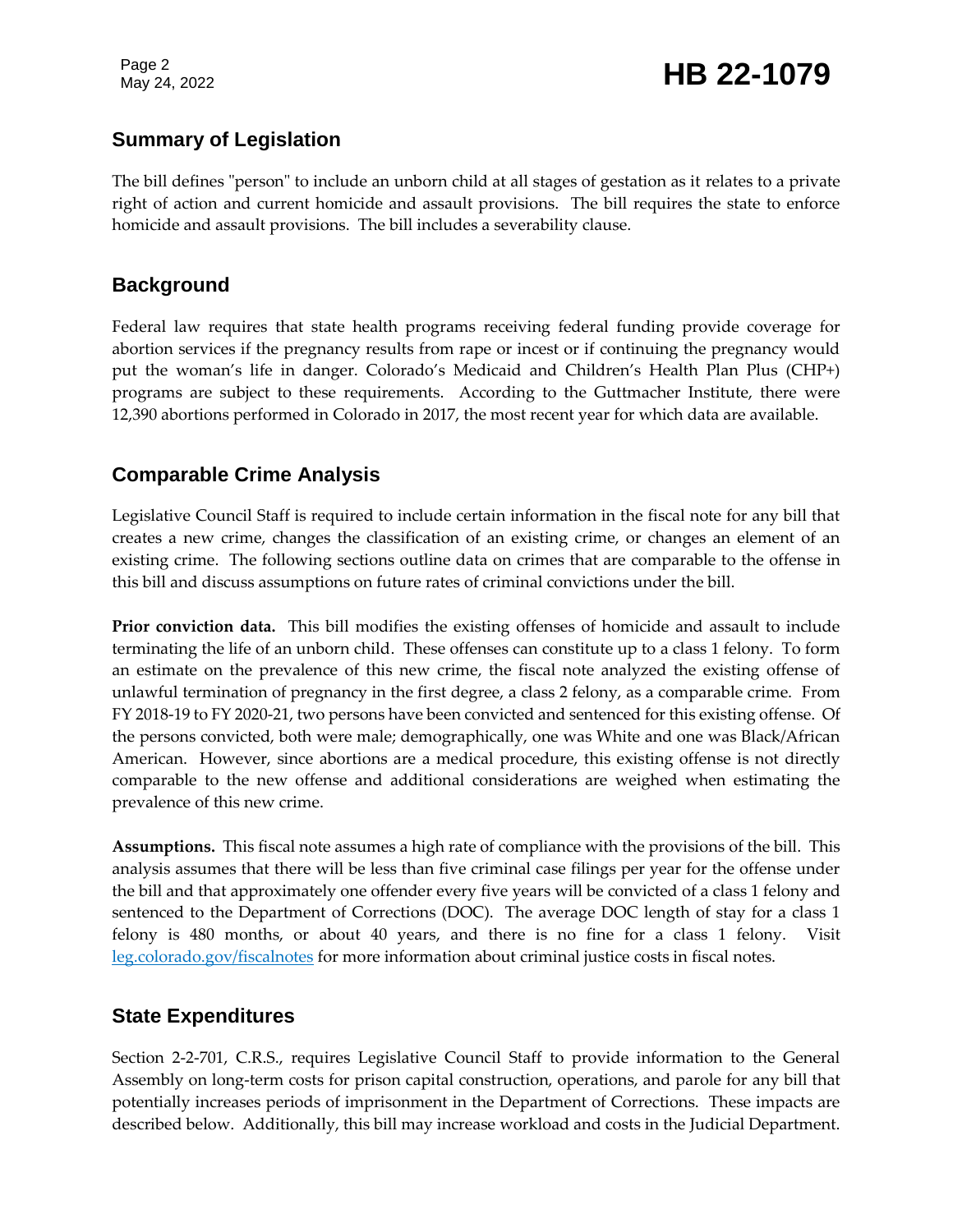## Summary of Legislation

The bill defines "person" to include an unborn child at all stages of gestation as it relates to a private right of action and current homicide and assault provisions. The bill requires the state to enforce homicide and assault provisions. The bill includes a severability clause.

## Background

Federal law requires that state health programs receiving federal funding provide coverage for abortion services if the pregnancy results from rape or incest or if continuing the pregnancy would put the woman's life in danger. Colorado's Medicaid and Children's Health Plan Plus (CHP+) programs are subject to these requirements. According to the Guttmacher Institute, there were 12,390 abortions performed in Colorado in 2017, the most recent year for which data are available.

## Comparable Crime Analysis

Legislative Council Staff is required to include certain information in the fiscal note for any bill that creates a new crime, changes the classification of an existing crime, or changes an element of an existing crime. The following sections outline data on crimes that are comparable to the offense in this bill and discuss assumptions on future rates of criminal convictions under the bill.

**Prior conviction data.** This bill modifies the existing offenses of homicide and assault to include terminating the life of an unborn child. These offenses can constitute up to a class 1 felony. To form an estimate on the prevalence of this new crime, the fiscal note analyzed the existing offense of unlawful termination of pregnancy in the first degree, a class 2 felony, as a comparable crime. From FY 2018-19 to FY 2020-21, two persons have been convicted and sentenced for this existing offense. Of the persons convicted, both were male; demographically, one was White and one was Black/African American. However, since abortions are a medical procedure, this existing offense is not directly comparable to the new offense and additional considerations are weighed when estimating the prevalence of this new crime.

**Assumptions.** This fiscal note assumes a high rate of compliance with the provisions of the bill. This analysis assumes that there will be less than five criminal case filings per year for the offense under the bill and that approximately one offender every five years will be convicted of a class 1 felony and sentenced to the Department of Corrections (DOC). The average DOC length of stay for a class 1 felony is 480 months, or about 40 years, and there is no fine for a class 1 felony. Visit [leg.colorado.gov/fiscalnotes](leg.colorado.gov/fiscalnotes) for more information about criminal justice costs in fiscal notes.

## State Expenditures

Section 2-2-701, C.R.S., requires Legislative Council Staff to provide information to the General Assembly on long-term costs for prison capital construction, operations, and parole for any bill that potentially increases periods of imprisonment in the Department of Corrections. These impacts are described below. Additionally, this bill may increase workload and costs in the Judicial Department.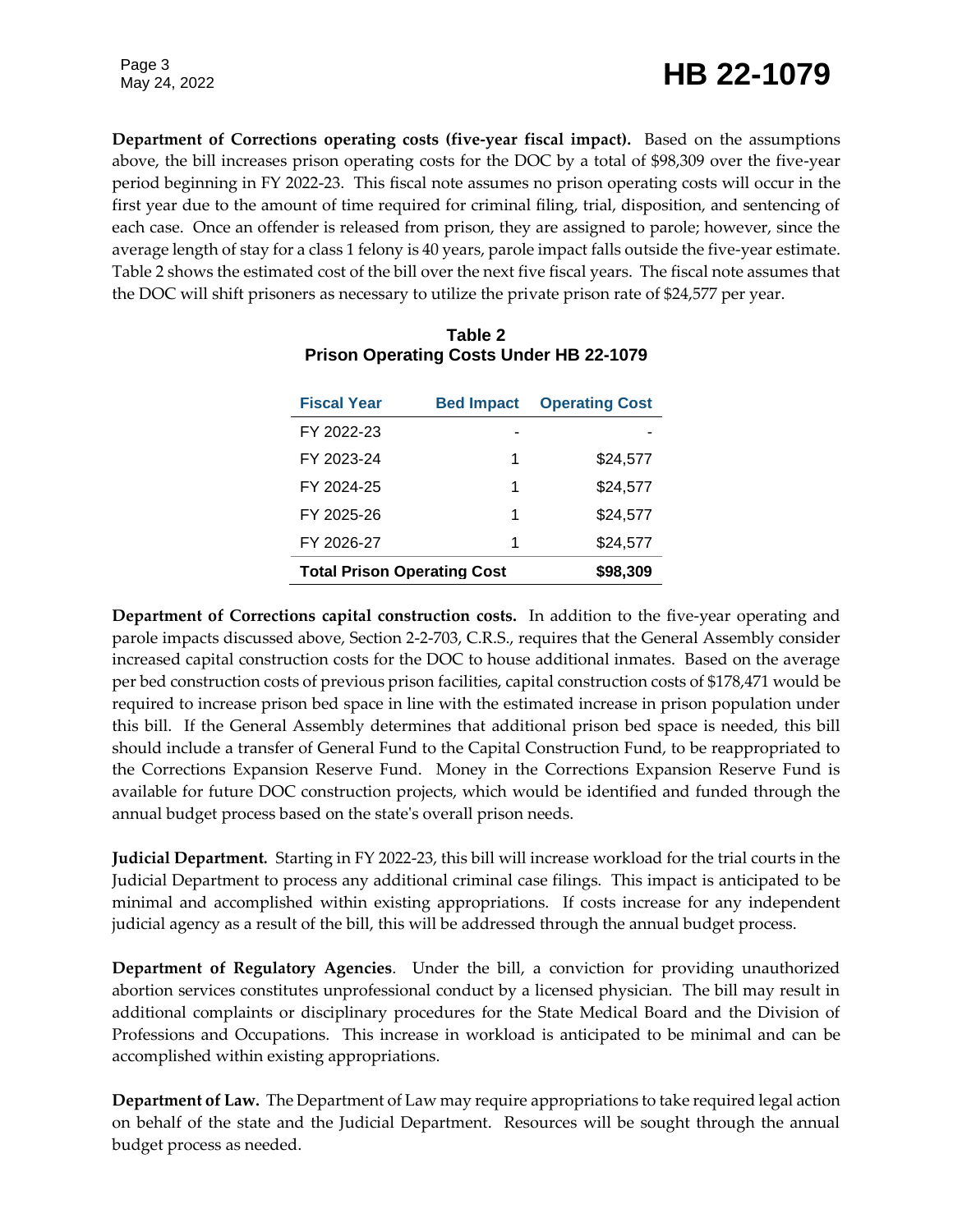**Department of Corrections operating costs (five-year fiscal impact).** Based on the assumptions above, the bill increases prison operating costs for the DOC by a total of $98,309 over the five-year period beginning in FY 2022-23. This fiscal note assumes no prison operating costs will occur in the first year due to the amount of time required for criminal filing, trial, disposition, and sentencing of each case. Once an offender is released from prison, they are assigned to parole; however, since the average length of stay for a class 1 felony is 40 years, parole impact falls outside the five-year estimate. Table 2 shows the estimated cost of the bill over the next five fiscal years. The fiscal note assumes that the DOC will shift prisoners as necessary to utilize the private prison rate of $24,577 per year.

**Table 2**
**Prison Operating Costs Under HB 22-1079**

| Fiscal Year | Bed Impact | Operating Cost |
|---|---|---|
| FY 2022-23 | - | - |
| FY 2023-24 | 1 | $24,577 |
| FY 2024-25 | 1 | $24,577 |
| FY 2025-26 | 1 | $24,577 |
| FY 2026-27 | 1 | $24,577 |
| **Total Prison Operating Cost** | | **$98,309** |

**Department of Corrections capital construction costs.** In addition to the five-year operating and parole impacts discussed above, Section 2-2-703, C.R.S., requires that the General Assembly consider increased capital construction costs for the DOC to house additional inmates. Based on the average per bed construction costs of previous prison facilities, capital construction costs of $178,471 would be required to increase prison bed space in line with the estimated increase in prison population under this bill. If the General Assembly determines that additional prison bed space is needed, this bill should include a transfer of General Fund to the Capital Construction Fund, to be reappropriated to the Corrections Expansion Reserve Fund. Money in the Corrections Expansion Reserve Fund is available for future DOC construction projects, which would be identified and funded through the annual budget process based on the state's overall prison needs.

**Judicial Department.** Starting in FY 2022-23, this bill will increase workload for the trial courts in the Judicial Department to process any additional criminal case filings. This impact is anticipated to be minimal and accomplished within existing appropriations. If costs increase for any independent judicial agency as a result of the bill, this will be addressed through the annual budget process.

**Department of Regulatory Agencies**. Under the bill, a conviction for providing unauthorized abortion services constitutes unprofessional conduct by a licensed physician. The bill may result in additional complaints or disciplinary procedures for the State Medical Board and the Division of Professions and Occupations. This increase in workload is anticipated to be minimal and can be accomplished within existing appropriations.

**Department of Law.** The Department of Law may require appropriations to take required legal action on behalf of the state and the Judicial Department. Resources will be sought through the annual budget process as needed.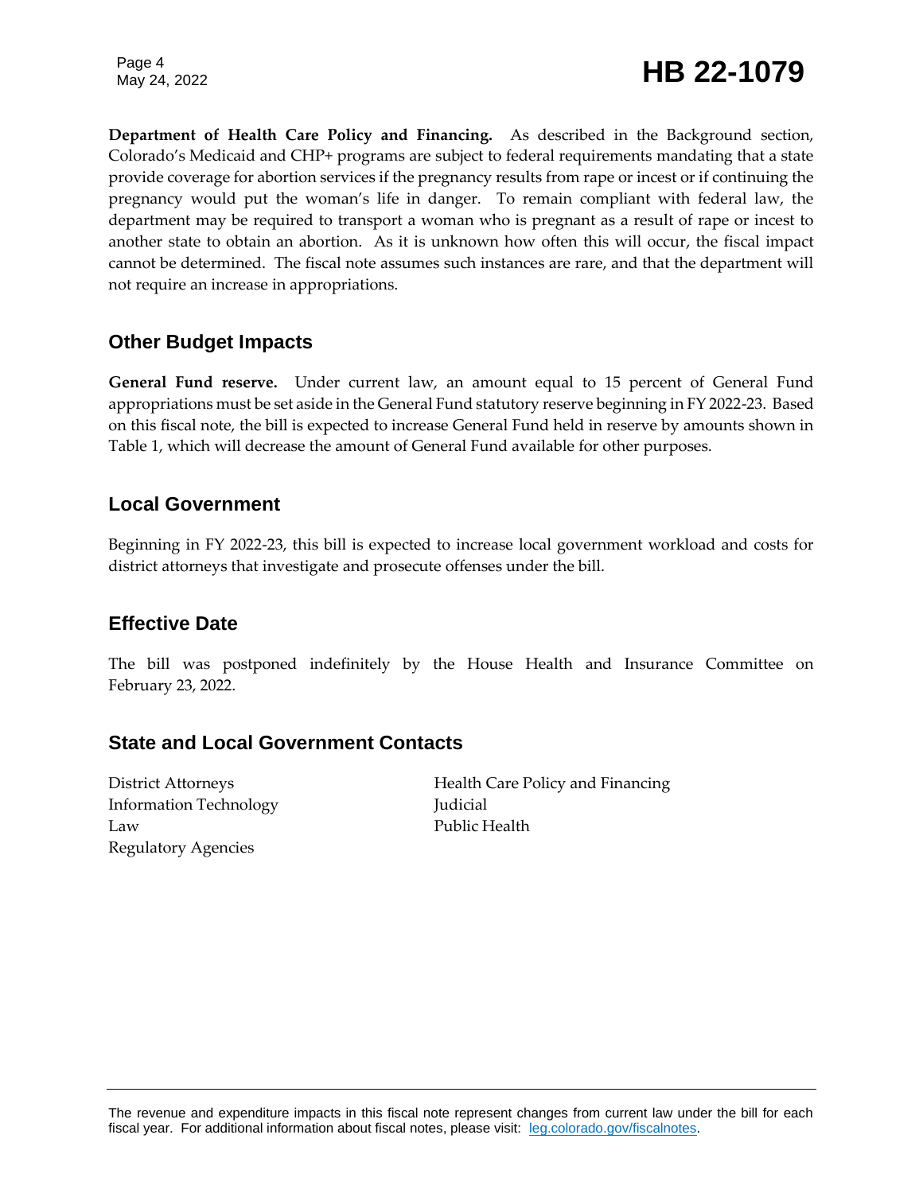**Department of Health Care Policy and Financing.** As described in the Background section, Colorado's Medicaid and CHP+ programs are subject to federal requirements mandating that a state provide coverage for abortion services if the pregnancy results from rape or incest or if continuing the pregnancy would put the woman's life in danger. To remain compliant with federal law, the department may be required to transport a woman who is pregnant as a result of rape or incest to another state to obtain an abortion. As it is unknown how often this will occur, the fiscal impact cannot be determined. The fiscal note assumes such instances are rare, and that the department will not require an increase in appropriations.

## Other Budget Impacts

**General Fund reserve.** Under current law, an amount equal to 15 percent of General Fund appropriations must be set aside in the General Fund statutory reserve beginning in FY 2022-23. Based on this fiscal note, the bill is expected to increase General Fund held in reserve by amounts shown in Table 1, which will decrease the amount of General Fund available for other purposes.

## Local Government

Beginning in FY 2022-23, this bill is expected to increase local government workload and costs for district attorneys that investigate and prosecute offenses under the bill.

## Effective Date

The bill was postponed indefinitely by the House Health and Insurance Committee on February 23, 2022.

## State and Local Government Contacts

District Attorneys
Health Care Policy and Financing
Information Technology
Judicial
Law
Public Health
Regulatory Agencies

The revenue and expenditure impacts in this fiscal note represent changes from current law under the bill for each fiscal year. For additional information about fiscal notes, please visit: leg.colorado.gov/fiscalnotes.